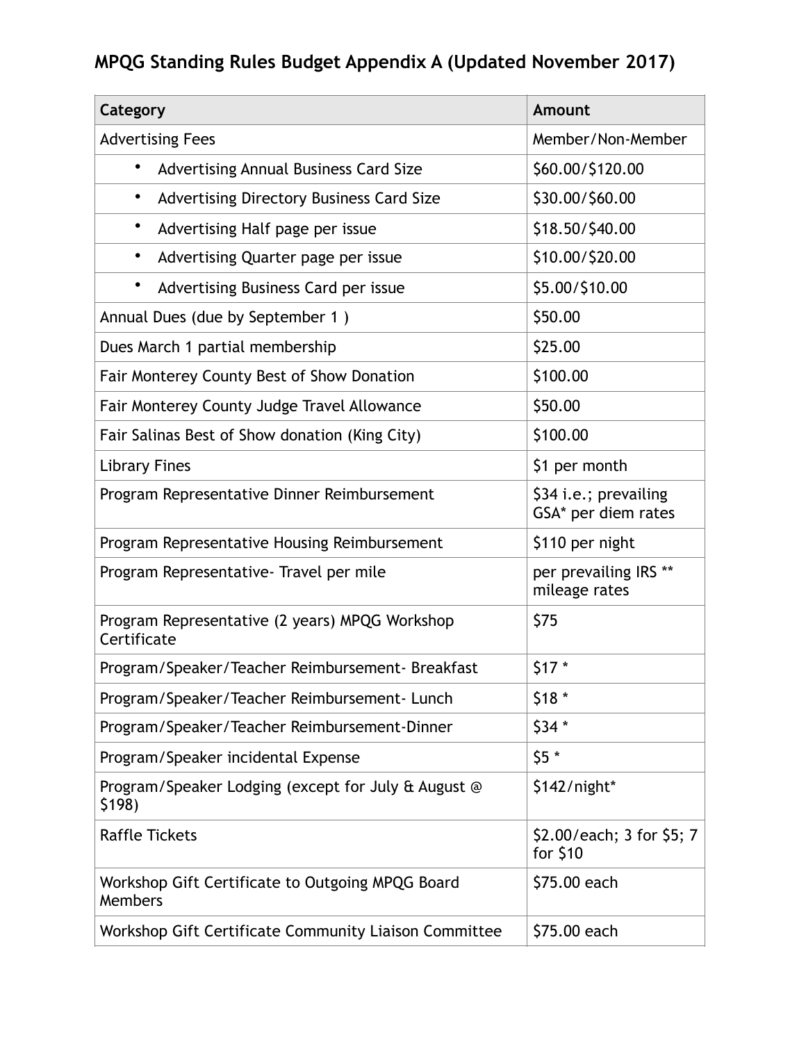## MPQG Standing Rules Budget Appendix A (Updated November 2017)

| Category | Amount |
|---|---|
| Advertising Fees | Member/Non-Member |
| • Advertising Annual Business Card Size | $60.00/$120.00 |
| • Advertising Directory Business Card Size | $30.00/$60.00 |
| • Advertising Half page per issue | $18.50/$40.00 |
| • Advertising Quarter page per issue | $10.00/$20.00 |
| • Advertising Business Card per issue | $5.00/$10.00 |
| Annual Dues (due by September 1 ) | $50.00 |
| Dues March 1 partial membership | $25.00 |
| Fair Monterey County Best of Show Donation | $100.00 |
| Fair Monterey County Judge Travel Allowance | $50.00 |
| Fair Salinas Best of Show donation (King City) | $100.00 |
| Library Fines | $1 per month |
| Program Representative Dinner Reimbursement | $34 i.e.; prevailing GSA* per diem rates |
| Program Representative Housing Reimbursement | $110 per night |
| Program Representative- Travel per mile | per prevailing IRS ** mileage rates |
| Program Representative (2 years) MPQG Workshop Certificate | $75 |
| Program/Speaker/Teacher Reimbursement- Breakfast | $17 * |
| Program/Speaker/Teacher Reimbursement- Lunch | $18 * |
| Program/Speaker/Teacher Reimbursement-Dinner | $34 * |
| Program/Speaker incidental Expense | $5 * |
| Program/Speaker Lodging (except for July & August @ $198) | $142/night* |
| Raffle Tickets | $2.00/each; 3 for $5; 7 for $10 |
| Workshop Gift Certificate to Outgoing MPQG Board Members | $75.00 each |
| Workshop Gift Certificate Community Liaison Committee | $75.00 each |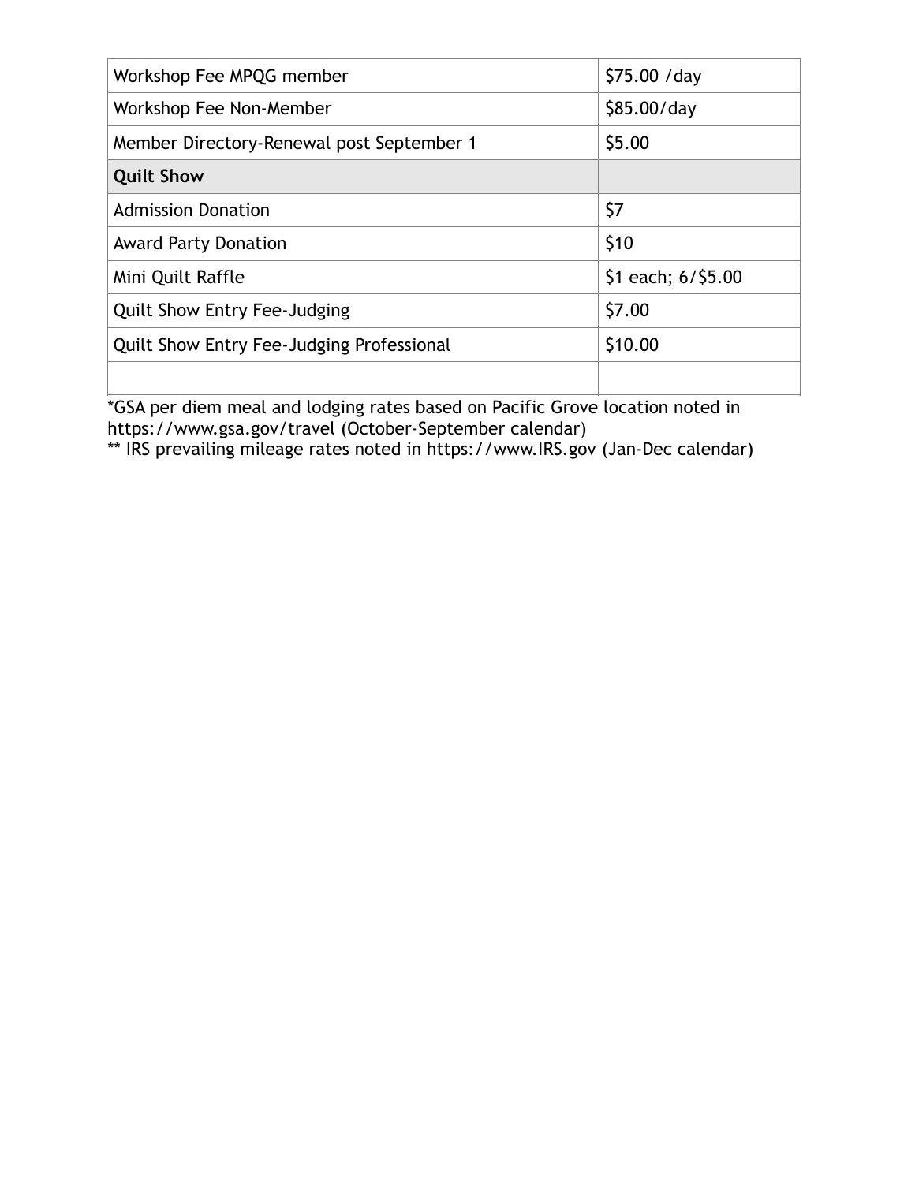| | |
|---|---|
| Workshop Fee MPQG member | $75.00 /day |
| Workshop Fee Non-Member | $85.00/day |
| Member Directory-Renewal post September 1 | $5.00 |
| **Quilt Show** | |
| Admission Donation | $7 |
| Award Party Donation | $10 |
| Mini Quilt Raffle | $1 each; 6/$5.00 |
| Quilt Show Entry Fee-Judging | $7.00 |
| Quilt Show Entry Fee-Judging Professional | $10.00 |
| | |

*GSA per diem meal and lodging rates based on Pacific Grove location noted in https://www.gsa.gov/travel (October-September calendar)
** IRS prevailing mileage rates noted in https://www.IRS.gov (Jan-Dec calendar)